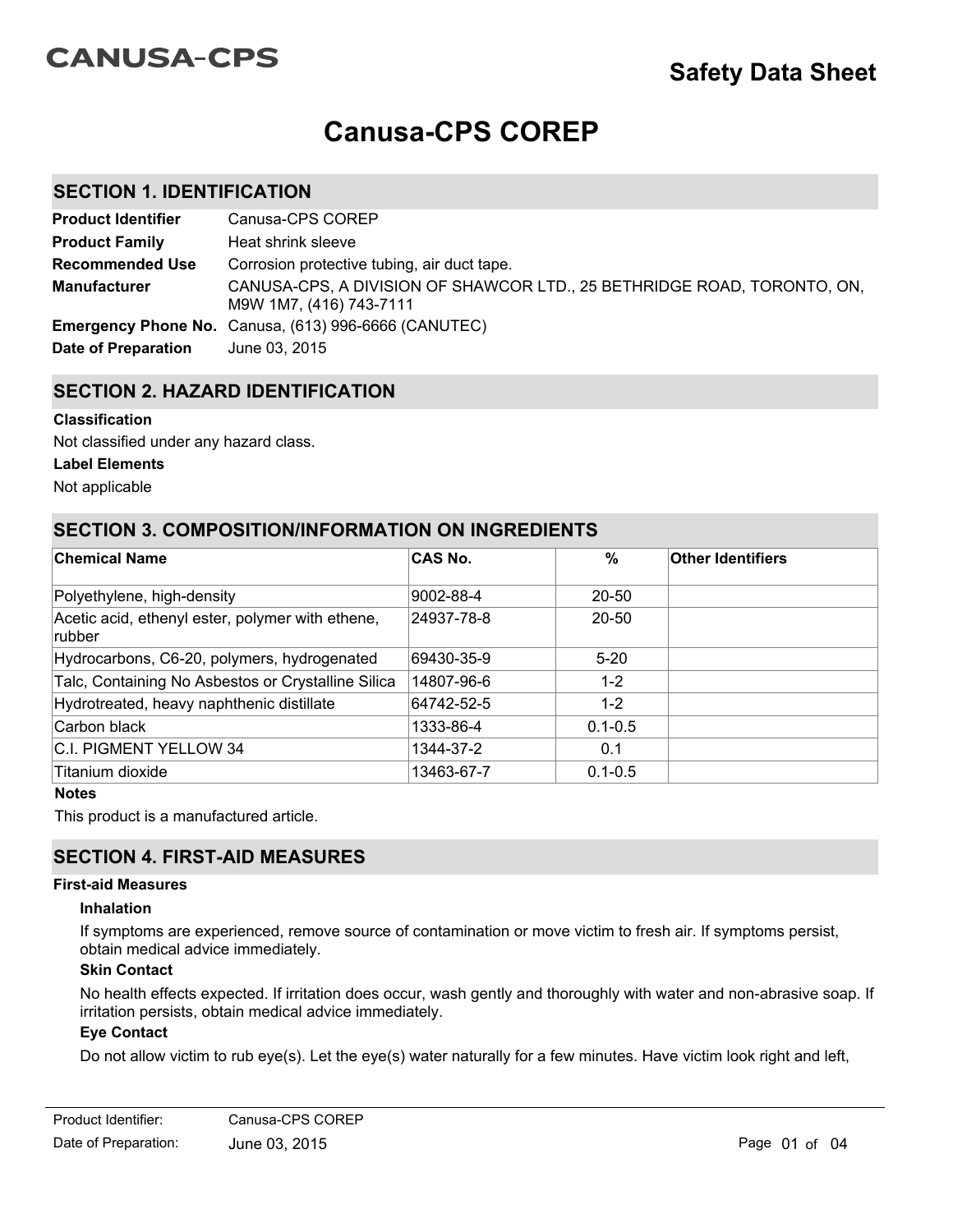CANUSA-CPS

# Safety Data Sheet

# Canusa-CPS COREP

## SECTION 1. IDENTIFICATION

| | |
|---|---|
| **Product Identifier** | Canusa-CPS COREP |
| **Product Family** | Heat shrink sleeve |
| **Recommended Use** | Corrosion protective tubing, air duct tape. |
| **Manufacturer** | CANUSA-CPS, A DIVISION OF SHAWCOR LTD., 25 BETHRIDGE ROAD, TORONTO, ON, M9W 1M7, (416) 743-7111 |
| **Emergency Phone No.** | Canusa, (613) 996-6666 (CANUTEC) |
| **Date of Preparation** | June 03, 2015 |

## SECTION 2. HAZARD IDENTIFICATION

**Classification**

Not classified under any hazard class.

**Label Elements**

Not applicable

## SECTION 3. COMPOSITION/INFORMATION ON INGREDIENTS

| Chemical Name | CAS No. | % | Other Identifiers |
|---|---|---|---|
| Polyethylene, high-density | 9002-88-4 | 20-50 | |
| Acetic acid, ethenyl ester, polymer with ethene, rubber | 24937-78-8 | 20-50 | |
| Hydrocarbons, C6-20, polymers, hydrogenated | 69430-35-9 | 5-20 | |
| Talc, Containing No Asbestos or Crystalline Silica | 14807-96-6 | 1-2 | |
| Hydrotreated, heavy naphthenic distillate | 64742-52-5 | 1-2 | |
| Carbon black | 1333-86-4 | 0.1-0.5 | |
| C.I. PIGMENT YELLOW 34 | 1344-37-2 | 0.1 | |
| Titanium dioxide | 13463-67-7 | 0.1-0.5 | |

**Notes**

This product is a manufactured article.

## SECTION 4. FIRST-AID MEASURES

**First-aid Measures**

**Inhalation**

If symptoms are experienced, remove source of contamination or move victim to fresh air. If symptoms persist, obtain medical advice immediately.

**Skin Contact**

No health effects expected. If irritation does occur, wash gently and thoroughly with water and non-abrasive soap. If irritation persists, obtain medical advice immediately.

**Eye Contact**

Do not allow victim to rub eye(s). Let the eye(s) water naturally for a few minutes. Have victim look right and left,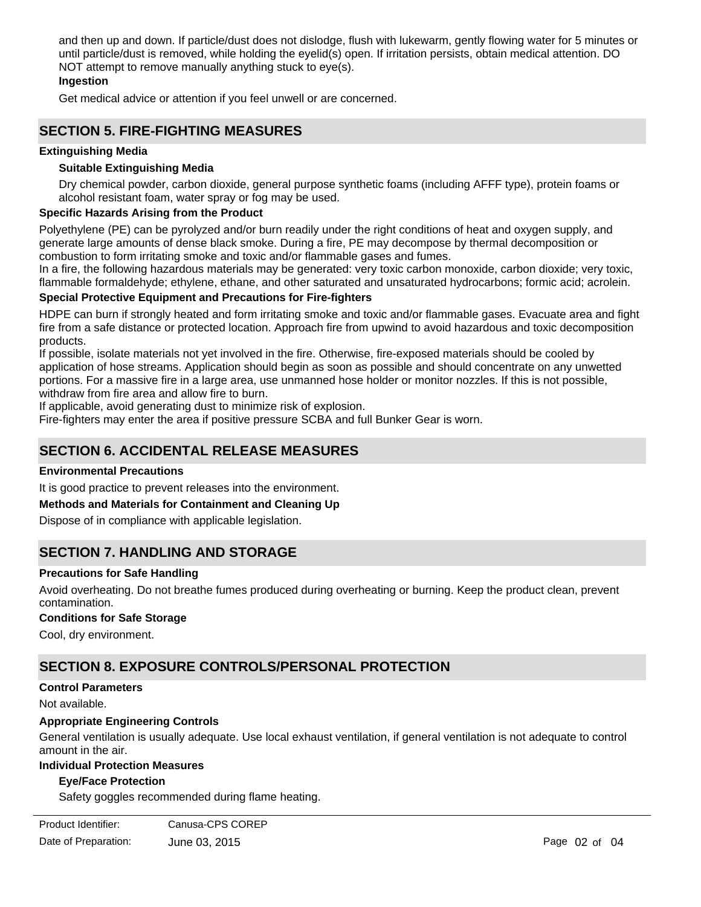and then up and down. If particle/dust does not dislodge, flush with lukewarm, gently flowing water for 5 minutes or until particle/dust is removed, while holding the eyelid(s) open. If irritation persists, obtain medical attention. DO NOT attempt to remove manually anything stuck to eye(s).

**Ingestion**

Get medical advice or attention if you feel unwell or are concerned.

## SECTION 5. FIRE-FIGHTING MEASURES

**Extinguishing Media**

**Suitable Extinguishing Media**

Dry chemical powder, carbon dioxide, general purpose synthetic foams (including AFFF type), protein foams or alcohol resistant foam, water spray or fog may be used.

**Specific Hazards Arising from the Product**

Polyethylene (PE) can be pyrolyzed and/or burn readily under the right conditions of heat and oxygen supply, and generate large amounts of dense black smoke. During a fire, PE may decompose by thermal decomposition or combustion to form irritating smoke and toxic and/or flammable gases and fumes.
In a fire, the following hazardous materials may be generated: very toxic carbon monoxide, carbon dioxide; very toxic, flammable formaldehyde; ethylene, ethane, and other saturated and unsaturated hydrocarbons; formic acid; acrolein.

**Special Protective Equipment and Precautions for Fire-fighters**

HDPE can burn if strongly heated and form irritating smoke and toxic and/or flammable gases. Evacuate area and fight fire from a safe distance or protected location. Approach fire from upwind to avoid hazardous and toxic decomposition products.
If possible, isolate materials not yet involved in the fire. Otherwise, fire-exposed materials should be cooled by application of hose streams. Application should begin as soon as possible and should concentrate on any unwetted portions. For a massive fire in a large area, use unmanned hose holder or monitor nozzles. If this is not possible, withdraw from fire area and allow fire to burn.
If applicable, avoid generating dust to minimize risk of explosion.
Fire-fighters may enter the area if positive pressure SCBA and full Bunker Gear is worn.

## SECTION 6. ACCIDENTAL RELEASE MEASURES

**Environmental Precautions**

It is good practice to prevent releases into the environment.

**Methods and Materials for Containment and Cleaning Up**

Dispose of in compliance with applicable legislation.

## SECTION 7. HANDLING AND STORAGE

**Precautions for Safe Handling**

Avoid overheating. Do not breathe fumes produced during overheating or burning. Keep the product clean, prevent contamination.

**Conditions for Safe Storage**

Cool, dry environment.

## SECTION 8. EXPOSURE CONTROLS/PERSONAL PROTECTION

**Control Parameters**

Not available.

**Appropriate Engineering Controls**

General ventilation is usually adequate. Use local exhaust ventilation, if general ventilation is not adequate to control amount in the air.

**Individual Protection Measures**

**Eye/Face Protection**

Safety goggles recommended during flame heating.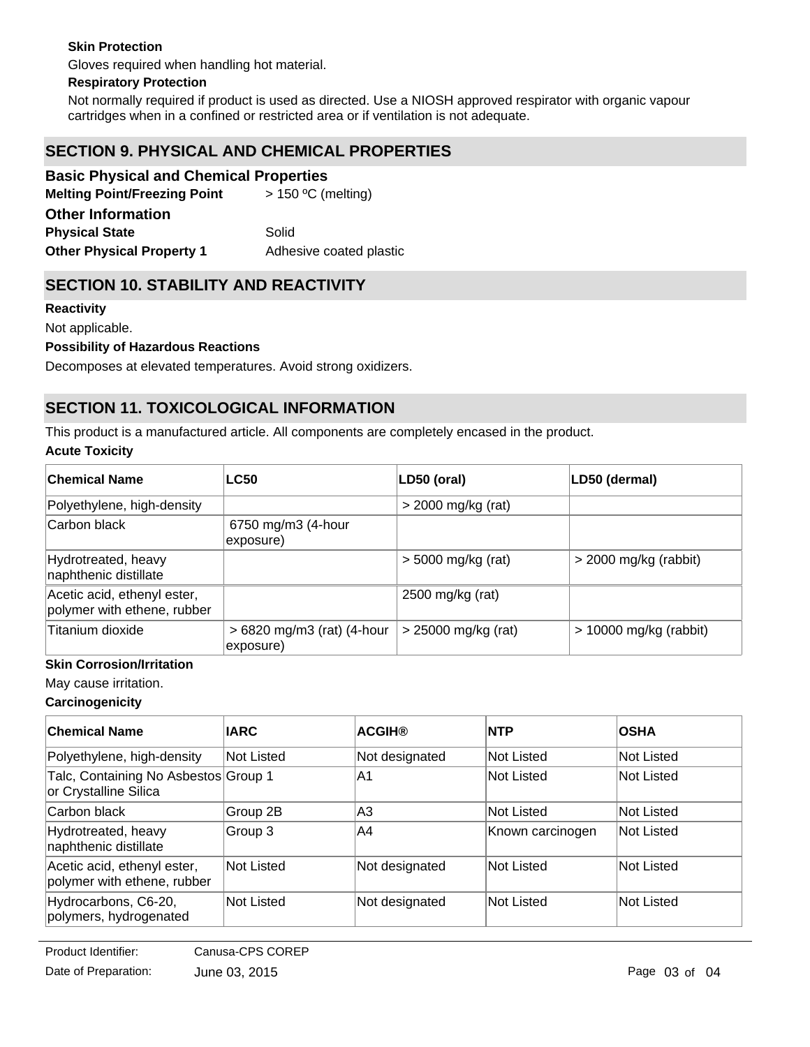**Skin Protection**

Gloves required when handling hot material.

**Respiratory Protection**

Not normally required if product is used as directed. Use a NIOSH approved respirator with organic vapour cartridges when in a confined or restricted area or if ventilation is not adequate.

## SECTION 9. PHYSICAL AND CHEMICAL PROPERTIES

### Basic Physical and Chemical Properties

**Melting Point/Freezing Point** > 150 ºC (melting)

### Other Information

**Physical State** Solid

**Other Physical Property 1** Adhesive coated plastic

## SECTION 10. STABILITY AND REACTIVITY

**Reactivity**

Not applicable.

**Possibility of Hazardous Reactions**

Decomposes at elevated temperatures. Avoid strong oxidizers.

## SECTION 11. TOXICOLOGICAL INFORMATION

This product is a manufactured article. All components are completely encased in the product.

**Acute Toxicity**

| Chemical Name | LC50 | LD50 (oral) | LD50 (dermal) |
|---|---|---|---|
| Polyethylene, high-density | | > 2000 mg/kg (rat) | |
| Carbon black | 6750 mg/m3 (4-hour exposure) | | |
| Hydrotreated, heavy naphthenic distillate | | > 5000 mg/kg (rat) | > 2000 mg/kg (rabbit) |
| Acetic acid, ethenyl ester, polymer with ethene, rubber | | 2500 mg/kg (rat) | |
| Titanium dioxide | > 6820 mg/m3 (rat) (4-hour exposure) | > 25000 mg/kg (rat) | > 10000 mg/kg (rabbit) |

**Skin Corrosion/Irritation**

May cause irritation.

**Carcinogenicity**

| Chemical Name | IARC | ACGIH® | NTP | OSHA |
|---|---|---|---|---|
| Polyethylene, high-density | Not Listed | Not designated | Not Listed | Not Listed |
| Talc, Containing No Asbestos or Crystalline Silica | Group 1 | A1 | Not Listed | Not Listed |
| Carbon black | Group 2B | A3 | Not Listed | Not Listed |
| Hydrotreated, heavy naphthenic distillate | Group 3 | A4 | Known carcinogen | Not Listed |
| Acetic acid, ethenyl ester, polymer with ethene, rubber | Not Listed | Not designated | Not Listed | Not Listed |
| Hydrocarbons, C6-20, polymers, hydrogenated | Not Listed | Not designated | Not Listed | Not Listed |

Product Identifier: Canusa-CPS COREP

Date of Preparation: June 03, 2015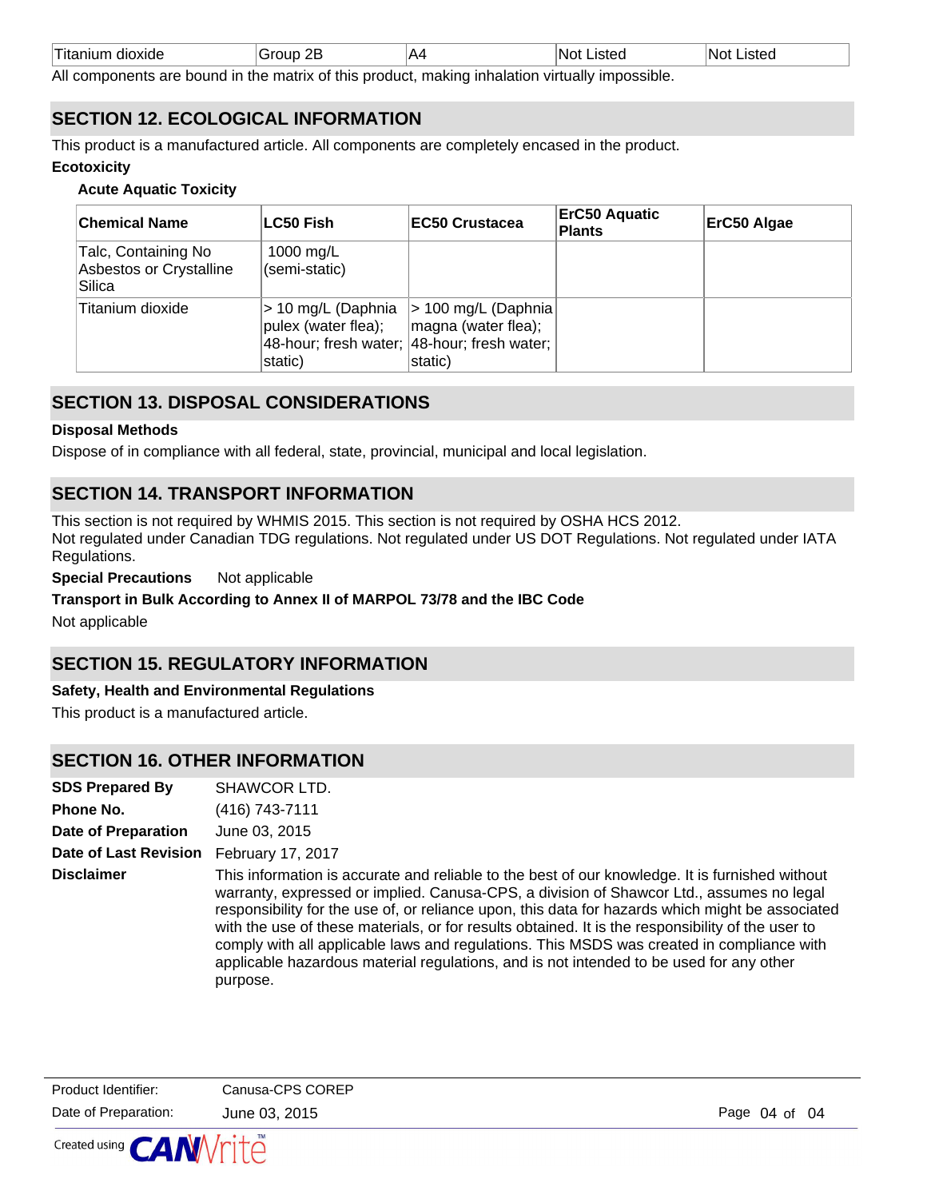| | | | | |
|---|---|---|---|---|
| Titanium dioxide | Group 2B | A4 | Not Listed | Not Listed |

All components are bound in the matrix of this product, making inhalation virtually impossible.

## SECTION 12. ECOLOGICAL INFORMATION

This product is a manufactured article. All components are completely encased in the product.

**Ecotoxicity**

**Acute Aquatic Toxicity**

| Chemical Name | LC50 Fish | EC50 Crustacea | ErC50 Aquatic Plants | ErC50 Algae |
|---|---|---|---|---|
| Talc, Containing No Asbestos or Crystalline Silica | 1000 mg/L (semi-static) | | | |
| Titanium dioxide | > 10 mg/L (Daphnia pulex (water flea); 48-hour; fresh water; static) | > 100 mg/L (Daphnia magna (water flea); 48-hour; fresh water; static) | | |

## SECTION 13. DISPOSAL CONSIDERATIONS

**Disposal Methods**

Dispose of in compliance with all federal, state, provincial, municipal and local legislation.

## SECTION 14. TRANSPORT INFORMATION

This section is not required by WHMIS 2015. This section is not required by OSHA HCS 2012.
Not regulated under Canadian TDG regulations. Not regulated under US DOT Regulations. Not regulated under IATA Regulations.

**Special Precautions** Not applicable

**Transport in Bulk According to Annex II of MARPOL 73/78 and the IBC Code**

Not applicable

## SECTION 15. REGULATORY INFORMATION

**Safety, Health and Environmental Regulations**

This product is a manufactured article.

## SECTION 16. OTHER INFORMATION

**SDS Prepared By** SHAWCOR LTD.

**Phone No.** (416) 743-7111

**Date of Preparation** June 03, 2015

**Date of Last Revision** February 17, 2017

**Disclaimer** This information is accurate and reliable to the best of our knowledge. It is furnished without warranty, expressed or implied. Canusa-CPS, a division of Shawcor Ltd., assumes no legal responsibility for the use of, or reliance upon, this data for hazards which might be associated with the use of these materials, or for results obtained. It is the responsibility of the user to comply with all applicable laws and regulations. This MSDS was created in compliance with applicable hazardous material regulations, and is not intended to be used for any other purpose.